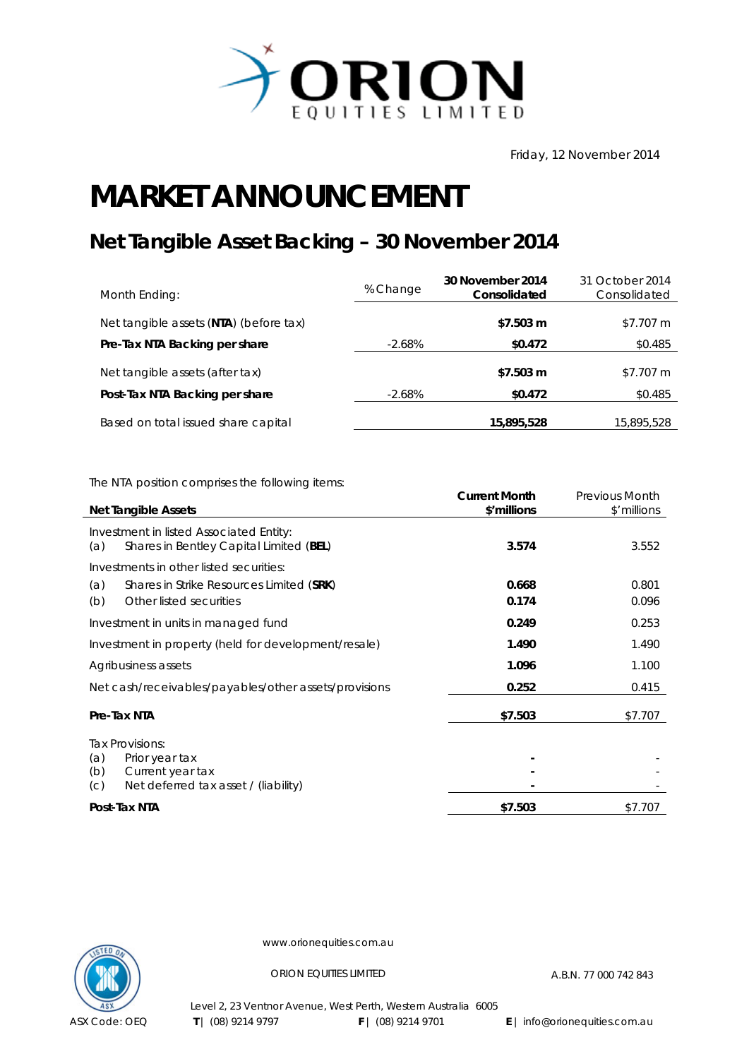# ORION EQUITIES LIMITED

Friday, 12 November 2014

# MARKET ANNOUNCEMENT

## Net Tangible Asset Backing – 30 November 2014

| Month Ending: | % Change | **30 November 2014 Consolidated** | 31 October 2014 Consolidated |
|---|---|---|---|
| Net tangible assets (**NTA**) (before tax) | | **$7.503 m** | $7.707 m |
| **Pre-Tax NTA Backing per share** | -2.68% | **$0.472** | $0.485 |
| Net tangible assets (after tax) | | **$7.503 m** | $7.707 m |
| **Post-Tax NTA Backing per share** | -2.68% | **$0.472** | $0.485 |
| Based on total issued share capital | | **15,895,528** | 15,895,528 |

The NTA position comprises the following items:

| **Net Tangible Assets** | **Current Month $'millions** | Previous Month $'millions |
|---|---|---|
| Investment in listed Associated Entity: | | |
| (a) Shares in Bentley Capital Limited (**BEL**) | **3.574** | 3.552 |
| Investments in other listed securities: | | |
| (a) Shares in Strike Resources Limited (**SRK**) | **0.668** | 0.801 |
| (b) Other listed securities | **0.174** | 0.096 |
| Investment in units in managed fund | **0.249** | 0.253 |
| Investment in property (held for development/resale) | **1.490** | 1.490 |
| Agribusiness assets | **1.096** | 1.100 |
| Net cash/receivables/payables/other assets/provisions | **0.252** | 0.415 |
| **Pre-Tax NTA** | **$7.503** | $7.707 |
| Tax Provisions: | | |
| (a) Prior year tax | **-** | - |
| (b) Current year tax | **-** | - |
| (c) Net deferred tax asset / (liability) | **-** | - |
| **Post-Tax NTA** | **$7.503** | $7.707 |

www.orionequities.com.au

ORION EQUITIES LIMITED

A.B.N. 77 000 742 843

Level 2, 23 Ventnor Avenue, West Perth, Western Australia 6005

ASX Code: OEQ

T | (08) 9214 9797 F | (08) 9214 9701 E | info@orionequities.com.au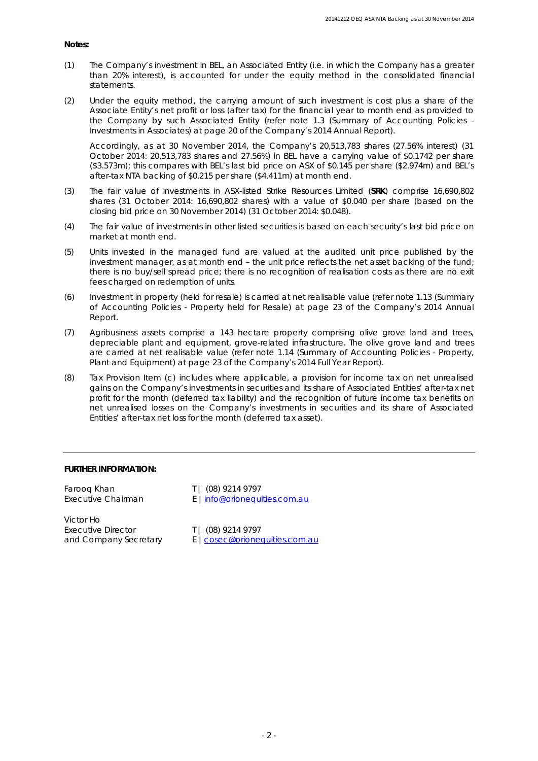**Notes:**

(1) The Company's investment in BEL, an Associated Entity (i.e. in which the Company has a greater than 20% interest), is accounted for under the equity method in the consolidated financial statements.

(2) Under the equity method, the carrying amount of such investment is cost plus a share of the Associate Entity's net profit or loss (after tax) for the financial year to month end as provided to the Company by such Associated Entity (refer note 1.3 (Summary of Accounting Policies - Investments in Associates) at page 20 of the Company's 2014 Annual Report).

Accordingly, as at 30 November 2014, the Company's 20,513,783 shares (27.56% interest) (31 October 2014: 20,513,783 shares and 27.56%) in BEL have a carrying value of $0.1742 per share ($3.573m); this compares with BEL's last bid price on ASX of $0.145 per share ($2.974m) and BEL's after-tax NTA backing of $0.215 per share ($4.411m) at month end.

(3) The fair value of investments in ASX-listed Strike Resources Limited (**SRK**) comprise 16,690,802 shares (31 October 2014: 16,690,802 shares) with a value of $0.040 per share (based on the closing bid price on 30 November 2014) (31 October 2014: $0.048).

(4) The fair value of investments in other listed securities is based on each security's last bid price on market at month end.

(5) Units invested in the managed fund are valued at the audited unit price published by the investment manager, as at month end – the unit price reflects the net asset backing of the fund; there is no buy/sell spread price; there is no recognition of realisation costs as there are no exit fees charged on redemption of units.

(6) Investment in property (held for resale) is carried at net realisable value (refer note 1.13 (Summary of Accounting Policies - Property held for Resale) at page 23 of the Company's 2014 Annual Report.

(7) Agribusiness assets comprise a 143 hectare property comprising olive grove land and trees, depreciable plant and equipment, grove-related infrastructure. The olive grove land and trees are carried at net realisable value (refer note 1.14 (Summary of Accounting Policies - Property, Plant and Equipment) at page 23 of the Company's 2014 Full Year Report).

(8) Tax Provision Item (c) includes where applicable, a provision for income tax on net unrealised gains on the Company's investments in securities and its share of Associated Entities' after-tax net profit for the month (deferred tax liability) and the recognition of future income tax benefits on net unrealised losses on the Company's investments in securities and its share of Associated Entities' after-tax net loss for the month (deferred tax asset).

---

**FURTHER INFORMATION:**

Farooq Khan
Executive Chairman
T | (08) 9214 9797
E | info@orionequities.com.au

Victor Ho
Executive Director
and Company Secretary
T | (08) 9214 9797
E | cosec@orionequities.com.au